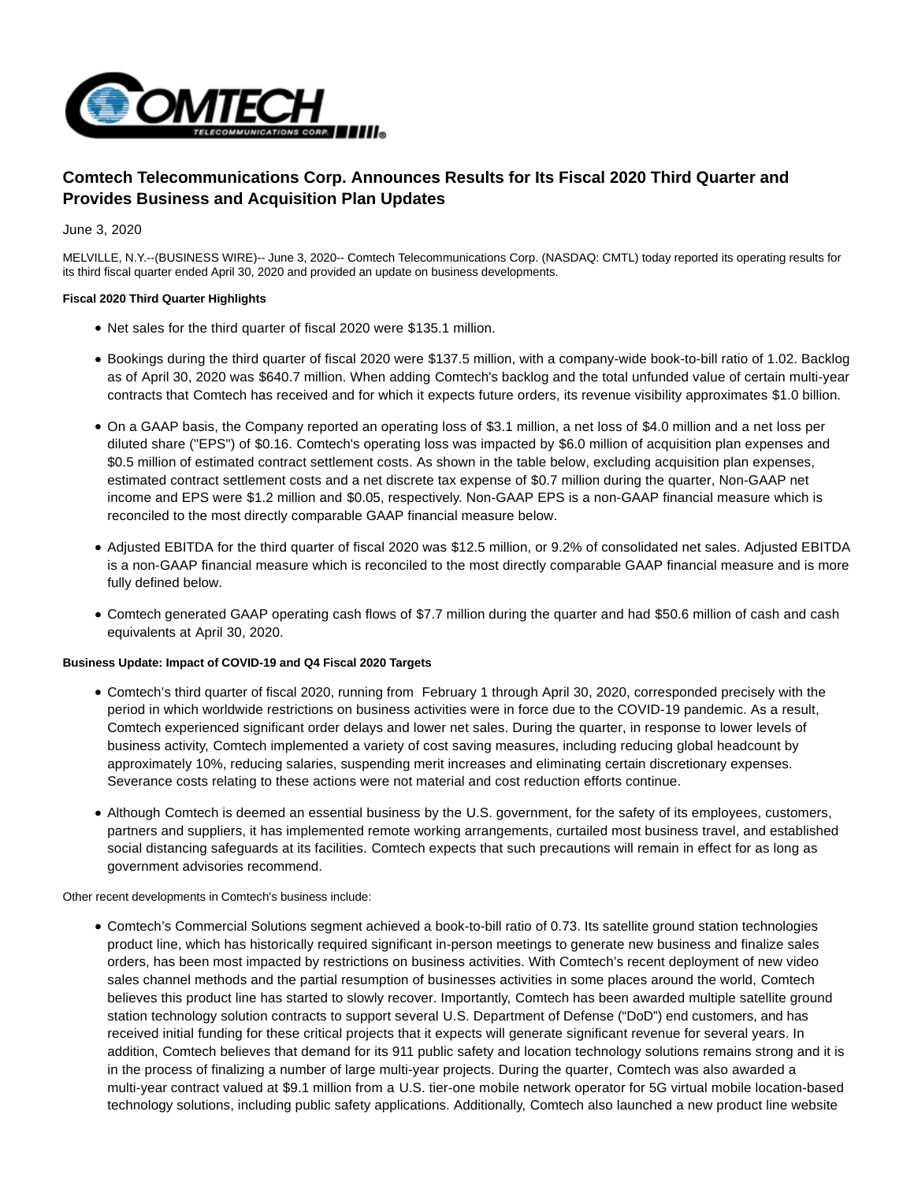# Comtech Telecommunications Corp. Announces Results for Its Fiscal 2020 Third Quarter and Provides Business and Acquisition Plan Updates

June 3, 2020

MELVILLE, N.Y.--(BUSINESS WIRE)-- June 3, 2020-- Comtech Telecommunications Corp. (NASDAQ: CMTL) today reported its operating results for its third fiscal quarter ended April 30, 2020 and provided an update on business developments.

**Fiscal 2020 Third Quarter Highlights**

- Net sales for the third quarter of fiscal 2020 were $135.1 million.
- Bookings during the third quarter of fiscal 2020 were $137.5 million, with a company-wide book-to-bill ratio of 1.02. Backlog as of April 30, 2020 was $640.7 million. When adding Comtech's backlog and the total unfunded value of certain multi-year contracts that Comtech has received and for which it expects future orders, its revenue visibility approximates $1.0 billion.
- On a GAAP basis, the Company reported an operating loss of $3.1 million, a net loss of $4.0 million and a net loss per diluted share ("EPS") of $0.16. Comtech's operating loss was impacted by $6.0 million of acquisition plan expenses and $0.5 million of estimated contract settlement costs. As shown in the table below, excluding acquisition plan expenses, estimated contract settlement costs and a net discrete tax expense of $0.7 million during the quarter, Non-GAAP net income and EPS were $1.2 million and $0.05, respectively. Non-GAAP EPS is a non-GAAP financial measure which is reconciled to the most directly comparable GAAP financial measure below.
- Adjusted EBITDA for the third quarter of fiscal 2020 was $12.5 million, or 9.2% of consolidated net sales. Adjusted EBITDA is a non-GAAP financial measure which is reconciled to the most directly comparable GAAP financial measure and is more fully defined below.
- Comtech generated GAAP operating cash flows of $7.7 million during the quarter and had $50.6 million of cash and cash equivalents at April 30, 2020.

**Business Update: Impact of COVID-19 and Q4 Fiscal 2020 Targets**

- Comtech's third quarter of fiscal 2020, running from February 1 through April 30, 2020, corresponded precisely with the period in which worldwide restrictions on business activities were in force due to the COVID-19 pandemic. As a result, Comtech experienced significant order delays and lower net sales. During the quarter, in response to lower levels of business activity, Comtech implemented a variety of cost saving measures, including reducing global headcount by approximately 10%, reducing salaries, suspending merit increases and eliminating certain discretionary expenses. Severance costs relating to these actions were not material and cost reduction efforts continue.
- Although Comtech is deemed an essential business by the U.S. government, for the safety of its employees, customers, partners and suppliers, it has implemented remote working arrangements, curtailed most business travel, and established social distancing safeguards at its facilities. Comtech expects that such precautions will remain in effect for as long as government advisories recommend.

Other recent developments in Comtech's business include:

- Comtech's Commercial Solutions segment achieved a book-to-bill ratio of 0.73. Its satellite ground station technologies product line, which has historically required significant in-person meetings to generate new business and finalize sales orders, has been most impacted by restrictions on business activities. With Comtech's recent deployment of new video sales channel methods and the partial resumption of businesses activities in some places around the world, Comtech believes this product line has started to slowly recover. Importantly, Comtech has been awarded multiple satellite ground station technology solution contracts to support several U.S. Department of Defense ("DoD") end customers, and has received initial funding for these critical projects that it expects will generate significant revenue for several years. In addition, Comtech believes that demand for its 911 public safety and location technology solutions remains strong and it is in the process of finalizing a number of large multi-year projects. During the quarter, Comtech was also awarded a multi-year contract valued at $9.1 million from a U.S. tier-one mobile network operator for 5G virtual mobile location-based technology solutions, including public safety applications. Additionally, Comtech also launched a new product line website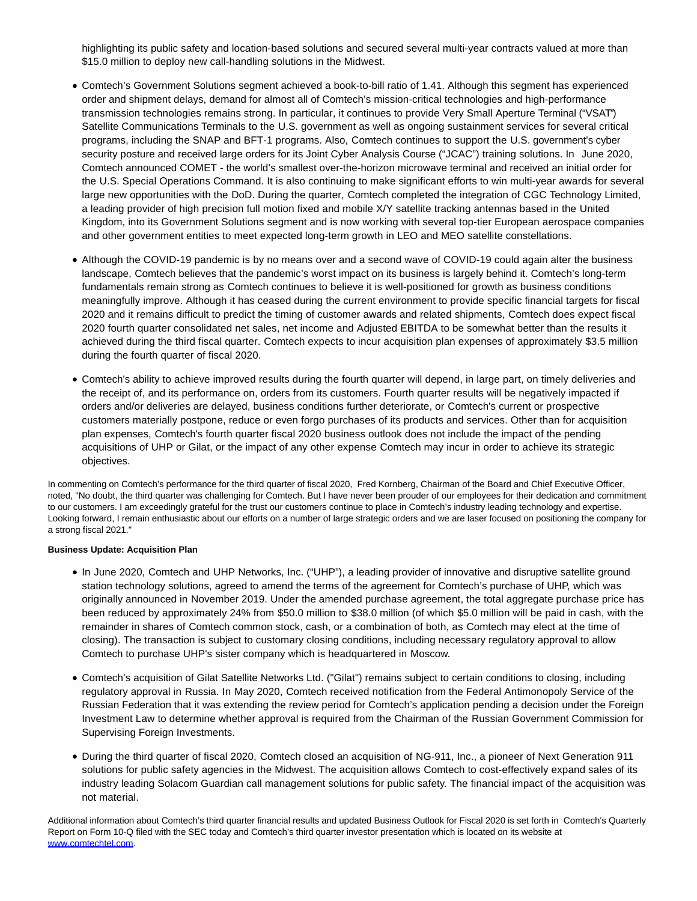highlighting its public safety and location-based solutions and secured several multi-year contracts valued at more than $15.0 million to deploy new call-handling solutions in the Midwest.

- Comtech's Government Solutions segment achieved a book-to-bill ratio of 1.41. Although this segment has experienced order and shipment delays, demand for almost all of Comtech's mission-critical technologies and high-performance transmission technologies remains strong. In particular, it continues to provide Very Small Aperture Terminal ("VSAT") Satellite Communications Terminals to the U.S. government as well as ongoing sustainment services for several critical programs, including the SNAP and BFT-1 programs. Also, Comtech continues to support the U.S. government's cyber security posture and received large orders for its Joint Cyber Analysis Course ("JCAC") training solutions. In June 2020, Comtech announced COMET - the world's smallest over-the-horizon microwave terminal and received an initial order for the U.S. Special Operations Command. It is also continuing to make significant efforts to win multi-year awards for several large new opportunities with the DoD. During the quarter, Comtech completed the integration of CGC Technology Limited, a leading provider of high precision full motion fixed and mobile X/Y satellite tracking antennas based in the United Kingdom, into its Government Solutions segment and is now working with several top-tier European aerospace companies and other government entities to meet expected long-term growth in LEO and MEO satellite constellations.

- Although the COVID-19 pandemic is by no means over and a second wave of COVID-19 could again alter the business landscape, Comtech believes that the pandemic's worst impact on its business is largely behind it. Comtech's long-term fundamentals remain strong as Comtech continues to believe it is well-positioned for growth as business conditions meaningfully improve. Although it has ceased during the current environment to provide specific financial targets for fiscal 2020 and it remains difficult to predict the timing of customer awards and related shipments, Comtech does expect fiscal 2020 fourth quarter consolidated net sales, net income and Adjusted EBITDA to be somewhat better than the results it achieved during the third fiscal quarter. Comtech expects to incur acquisition plan expenses of approximately $3.5 million during the fourth quarter of fiscal 2020.

- Comtech's ability to achieve improved results during the fourth quarter will depend, in large part, on timely deliveries and the receipt of, and its performance on, orders from its customers. Fourth quarter results will be negatively impacted if orders and/or deliveries are delayed, business conditions further deteriorate, or Comtech's current or prospective customers materially postpone, reduce or even forgo purchases of its products and services. Other than for acquisition plan expenses, Comtech's fourth quarter fiscal 2020 business outlook does not include the impact of the pending acquisitions of UHP or Gilat, or the impact of any other expense Comtech may incur in order to achieve its strategic objectives.

In commenting on Comtech's performance for the third quarter of fiscal 2020, Fred Kornberg, Chairman of the Board and Chief Executive Officer, noted, "No doubt, the third quarter was challenging for Comtech. But I have never been prouder of our employees for their dedication and commitment to our customers. I am exceedingly grateful for the trust our customers continue to place in Comtech's industry leading technology and expertise. Looking forward, I remain enthusiastic about our efforts on a number of large strategic orders and we are laser focused on positioning the company for a strong fiscal 2021."

**Business Update: Acquisition Plan**

- In June 2020, Comtech and UHP Networks, Inc. ("UHP"), a leading provider of innovative and disruptive satellite ground station technology solutions, agreed to amend the terms of the agreement for Comtech's purchase of UHP, which was originally announced in November 2019. Under the amended purchase agreement, the total aggregate purchase price has been reduced by approximately 24% from $50.0 million to $38.0 million (of which $5.0 million will be paid in cash, with the remainder in shares of Comtech common stock, cash, or a combination of both, as Comtech may elect at the time of closing). The transaction is subject to customary closing conditions, including necessary regulatory approval to allow Comtech to purchase UHP's sister company which is headquartered in Moscow.

- Comtech's acquisition of Gilat Satellite Networks Ltd. ("Gilat") remains subject to certain conditions to closing, including regulatory approval in Russia. In May 2020, Comtech received notification from the Federal Antimonopoly Service of the Russian Federation that it was extending the review period for Comtech's application pending a decision under the Foreign Investment Law to determine whether approval is required from the Chairman of the Russian Government Commission for Supervising Foreign Investments.

- During the third quarter of fiscal 2020, Comtech closed an acquisition of NG-911, Inc., a pioneer of Next Generation 911 solutions for public safety agencies in the Midwest. The acquisition allows Comtech to cost-effectively expand sales of its industry leading Solacom Guardian call management solutions for public safety. The financial impact of the acquisition was not material.

Additional information about Comtech's third quarter financial results and updated Business Outlook for Fiscal 2020 is set forth in Comtech's Quarterly Report on Form 10-Q filed with the SEC today and Comtech's third quarter investor presentation which is located on its website at www.comtechtel.com.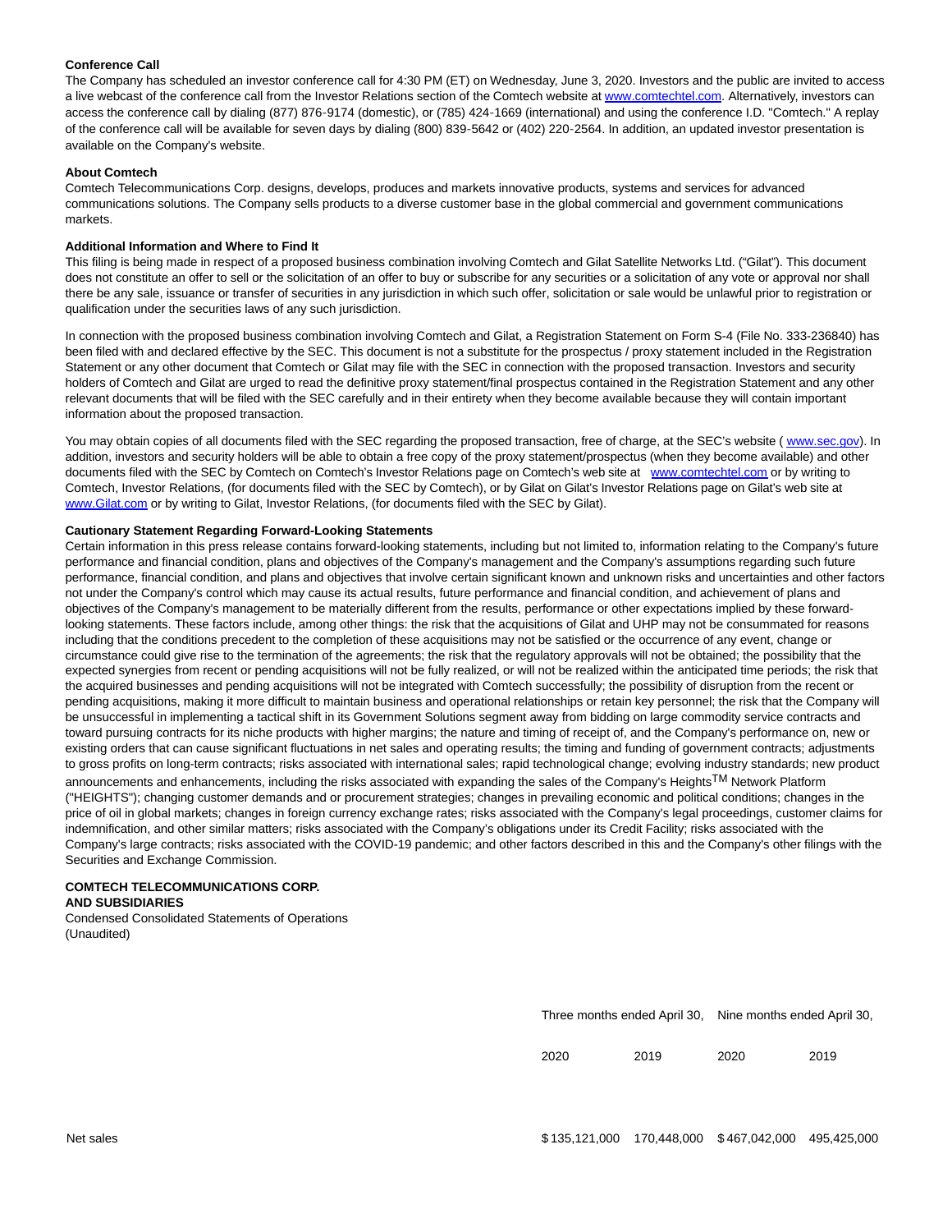**Conference Call**

The Company has scheduled an investor conference call for 4:30 PM (ET) on Wednesday, June 3, 2020. Investors and the public are invited to access a live webcast of the conference call from the Investor Relations section of the Comtech website at www.comtechtel.com. Alternatively, investors can access the conference call by dialing (877) 876-9174 (domestic), or (785) 424-1669 (international) and using the conference I.D. "Comtech." A replay of the conference call will be available for seven days by dialing (800) 839-5642 or (402) 220-2564. In addition, an updated investor presentation is available on the Company's website.

**About Comtech**

Comtech Telecommunications Corp. designs, develops, produces and markets innovative products, systems and services for advanced communications solutions. The Company sells products to a diverse customer base in the global commercial and government communications markets.

**Additional Information and Where to Find It**

This filing is being made in respect of a proposed business combination involving Comtech and Gilat Satellite Networks Ltd. ("Gilat"). This document does not constitute an offer to sell or the solicitation of an offer to buy or subscribe for any securities or a solicitation of any vote or approval nor shall there be any sale, issuance or transfer of securities in any jurisdiction in which such offer, solicitation or sale would be unlawful prior to registration or qualification under the securities laws of any such jurisdiction.

In connection with the proposed business combination involving Comtech and Gilat, a Registration Statement on Form S-4 (File No. 333-236840) has been filed with and declared effective by the SEC. This document is not a substitute for the prospectus / proxy statement included in the Registration Statement or any other document that Comtech or Gilat may file with the SEC in connection with the proposed transaction. Investors and security holders of Comtech and Gilat are urged to read the definitive proxy statement/final prospectus contained in the Registration Statement and any other relevant documents that will be filed with the SEC carefully and in their entirety when they become available because they will contain important information about the proposed transaction.

You may obtain copies of all documents filed with the SEC regarding the proposed transaction, free of charge, at the SEC's website ( www.sec.gov). In addition, investors and security holders will be able to obtain a free copy of the proxy statement/prospectus (when they become available) and other documents filed with the SEC by Comtech on Comtech's Investor Relations page on Comtech's web site at www.comtechtel.com or by writing to Comtech, Investor Relations, (for documents filed with the SEC by Comtech), or by Gilat on Gilat's Investor Relations page on Gilat's web site at www.Gilat.com or by writing to Gilat, Investor Relations, (for documents filed with the SEC by Gilat).

**Cautionary Statement Regarding Forward-Looking Statements**

Certain information in this press release contains forward-looking statements, including but not limited to, information relating to the Company's future performance and financial condition, plans and objectives of the Company's management and the Company's assumptions regarding such future performance, financial condition, and plans and objectives that involve certain significant known and unknown risks and uncertainties and other factors not under the Company's control which may cause its actual results, future performance and financial condition, and achievement of plans and objectives of the Company's management to be materially different from the results, performance or other expectations implied by these forward-looking statements. These factors include, among other things: the risk that the acquisitions of Gilat and UHP may not be consummated for reasons including that the conditions precedent to the completion of these acquisitions may not be satisfied or the occurrence of any event, change or circumstance could give rise to the termination of the agreements; the risk that the regulatory approvals will not be obtained; the possibility that the expected synergies from recent or pending acquisitions will not be fully realized, or will not be realized within the anticipated time periods; the risk that the acquired businesses and pending acquisitions will not be integrated with Comtech successfully; the possibility of disruption from the recent or pending acquisitions, making it more difficult to maintain business and operational relationships or retain key personnel; the risk that the Company will be unsuccessful in implementing a tactical shift in its Government Solutions segment away from bidding on large commodity service contracts and toward pursuing contracts for its niche products with higher margins; the nature and timing of receipt of, and the Company's performance on, new or existing orders that can cause significant fluctuations in net sales and operating results; the timing and funding of government contracts; adjustments to gross profits on long-term contracts; risks associated with international sales; rapid technological change; evolving industry standards; new product announcements and enhancements, including the risks associated with expanding the sales of the Company's Heights™ Network Platform ("HEIGHTS"); changing customer demands and or procurement strategies; changes in prevailing economic and political conditions; changes in the price of oil in global markets; changes in foreign currency exchange rates; risks associated with the Company's legal proceedings, customer claims for indemnification, and other similar matters; risks associated with the Company's obligations under its Credit Facility; risks associated with the Company's large contracts; risks associated with the COVID-19 pandemic; and other factors described in this and the Company's other filings with the Securities and Exchange Commission.

**COMTECH TELECOMMUNICATIONS CORP.**
**AND SUBSIDIARIES**
Condensed Consolidated Statements of Operations
(Unaudited)

| | Three months ended April 30, | | Nine months ended April 30, | |
|---|---|---|---|---|
| | 2020 | 2019 | 2020 | 2019 |
| Net sales | $ 135,121,000 | 170,448,000 | $ 467,042,000 | 495,425,000 |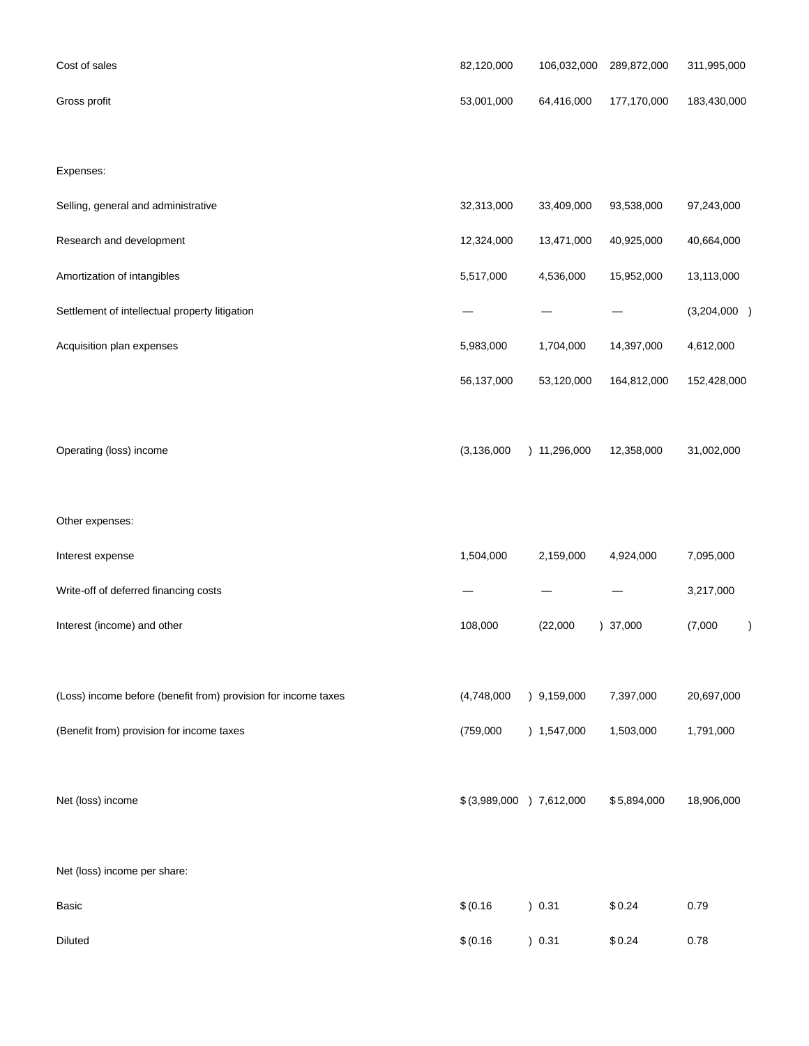| | | | | |
|---|---|---|---|---|
| Cost of sales | 82,120,000 | 106,032,000 | 289,872,000 | 311,995,000 |
| Gross profit | 53,001,000 | 64,416,000 | 177,170,000 | 183,430,000 |
| Expenses: | | | | |
| Selling, general and administrative | 32,313,000 | 33,409,000 | 93,538,000 | 97,243,000 |
| Research and development | 12,324,000 | 13,471,000 | 40,925,000 | 40,664,000 |
| Amortization of intangibles | 5,517,000 | 4,536,000 | 15,952,000 | 13,113,000 |
| Settlement of intellectual property litigation | — | — | — | (3,204,000) |
| Acquisition plan expenses | 5,983,000 | 1,704,000 | 14,397,000 | 4,612,000 |
| | 56,137,000 | 53,120,000 | 164,812,000 | 152,428,000 |
| Operating (loss) income | (3,136,000) | 11,296,000 | 12,358,000 | 31,002,000 |
| Other expenses: | | | | |
| Interest expense | 1,504,000 | 2,159,000 | 4,924,000 | 7,095,000 |
| Write-off of deferred financing costs | — | — | — | 3,217,000 |
| Interest (income) and other | 108,000 | (22,000) | 37,000 | (7,000) |
| (Loss) income before (benefit from) provision for income taxes | (4,748,000) | 9,159,000 | 7,397,000 | 20,697,000 |
| (Benefit from) provision for income taxes | (759,000) | 1,547,000 | 1,503,000 | 1,791,000 |
| Net (loss) income | $ (3,989,000) | 7,612,000 | $ 5,894,000 | 18,906,000 |
| Net (loss) income per share: | | | | |
| Basic | $ (0.16) | 0.31 | $ 0.24 | 0.79 |
| Diluted | $ (0.16) | 0.31 | $ 0.24 | 0.78 |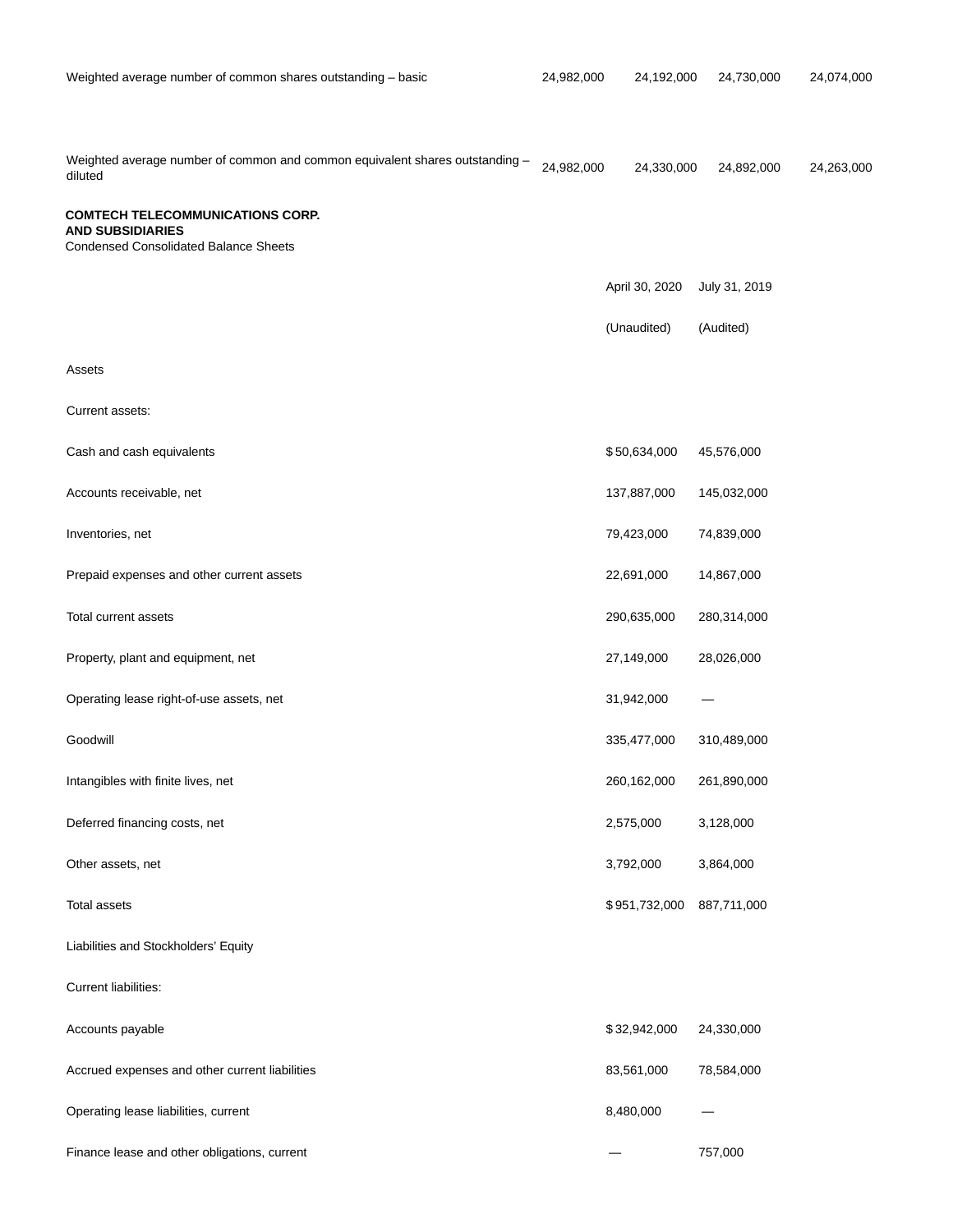| | | | | |
|---|---|---|---|---|
| Weighted average number of common shares outstanding – basic | 24,982,000 | 24,192,000 | 24,730,000 | 24,074,000 |
| Weighted average number of common and common equivalent shares outstanding – diluted | 24,982,000 | 24,330,000 | 24,892,000 | 24,263,000 |

**COMTECH TELECOMMUNICATIONS CORP.**
**AND SUBSIDIARIES**
Condensed Consolidated Balance Sheets

| | April 30, 2020 | July 31, 2019 |
|---|---|---|
| | (Unaudited) | (Audited) |
| Assets | | |
| Current assets: | | |
| Cash and cash equivalents | $ 50,634,000 | 45,576,000 |
| Accounts receivable, net | 137,887,000 | 145,032,000 |
| Inventories, net | 79,423,000 | 74,839,000 |
| Prepaid expenses and other current assets | 22,691,000 | 14,867,000 |
| Total current assets | 290,635,000 | 280,314,000 |
| Property, plant and equipment, net | 27,149,000 | 28,026,000 |
| Operating lease right-of-use assets, net | 31,942,000 | — |
| Goodwill | 335,477,000 | 310,489,000 |
| Intangibles with finite lives, net | 260,162,000 | 261,890,000 |
| Deferred financing costs, net | 2,575,000 | 3,128,000 |
| Other assets, net | 3,792,000 | 3,864,000 |
| Total assets | $ 951,732,000 | 887,711,000 |
| Liabilities and Stockholders' Equity | | |
| Current liabilities: | | |
| Accounts payable | $ 32,942,000 | 24,330,000 |
| Accrued expenses and other current liabilities | 83,561,000 | 78,584,000 |
| Operating lease liabilities, current | 8,480,000 | — |
| Finance lease and other obligations, current | — | 757,000 |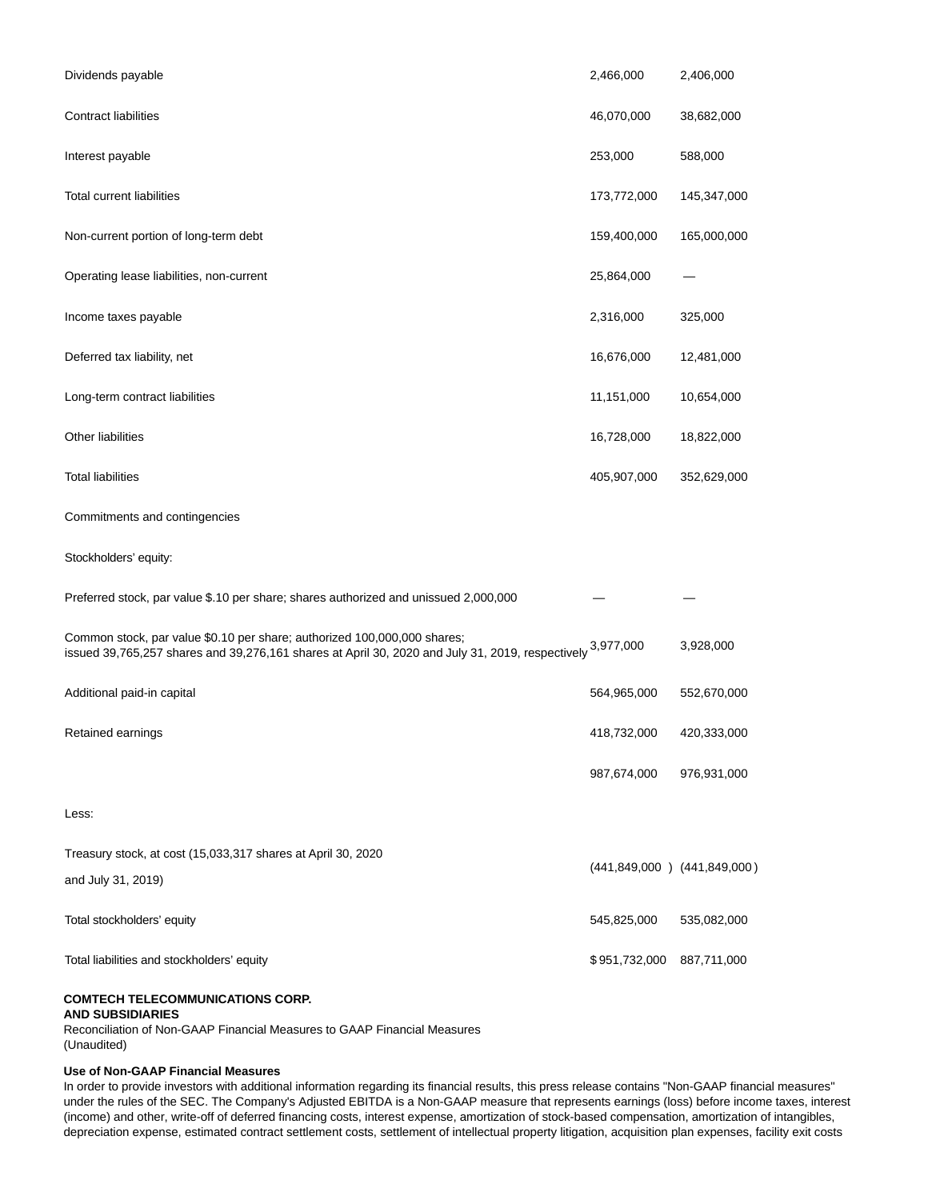| | | |
|---|---|---|
| Dividends payable | 2,466,000 | 2,406,000 |
| Contract liabilities | 46,070,000 | 38,682,000 |
| Interest payable | 253,000 | 588,000 |
| Total current liabilities | 173,772,000 | 145,347,000 |
| Non-current portion of long-term debt | 159,400,000 | 165,000,000 |
| Operating lease liabilities, non-current | 25,864,000 | — |
| Income taxes payable | 2,316,000 | 325,000 |
| Deferred tax liability, net | 16,676,000 | 12,481,000 |
| Long-term contract liabilities | 11,151,000 | 10,654,000 |
| Other liabilities | 16,728,000 | 18,822,000 |
| Total liabilities | 405,907,000 | 352,629,000 |
| Commitments and contingencies | | |
| Stockholders' equity: | | |
| Preferred stock, par value $.10 per share; shares authorized and unissued 2,000,000 | — | — |
| Common stock, par value $0.10 per share; authorized 100,000,000 shares; issued 39,765,257 shares and 39,276,161 shares at April 30, 2020 and July 31, 2019, respectively | 3,977,000 | 3,928,000 |
| Additional paid-in capital | 564,965,000 | 552,670,000 |
| Retained earnings | 418,732,000 | 420,333,000 |
| | 987,674,000 | 976,931,000 |
| Less: | | |
| Treasury stock, at cost (15,033,317 shares at April 30, 2020 and July 31, 2019) | (441,849,000 ) | (441,849,000 ) |
| Total stockholders' equity | 545,825,000 | 535,082,000 |
| Total liabilities and stockholders' equity | $ 951,732,000 | 887,711,000 |

**COMTECH TELECOMMUNICATIONS CORP.**
**AND SUBSIDIARIES**
Reconciliation of Non-GAAP Financial Measures to GAAP Financial Measures
(Unaudited)

**Use of Non-GAAP Financial Measures**
In order to provide investors with additional information regarding its financial results, this press release contains "Non-GAAP financial measures" under the rules of the SEC. The Company's Adjusted EBITDA is a Non-GAAP measure that represents earnings (loss) before income taxes, interest (income) and other, write-off of deferred financing costs, interest expense, amortization of stock-based compensation, amortization of intangibles, depreciation expense, estimated contract settlement costs, settlement of intellectual property litigation, acquisition plan expenses, facility exit costs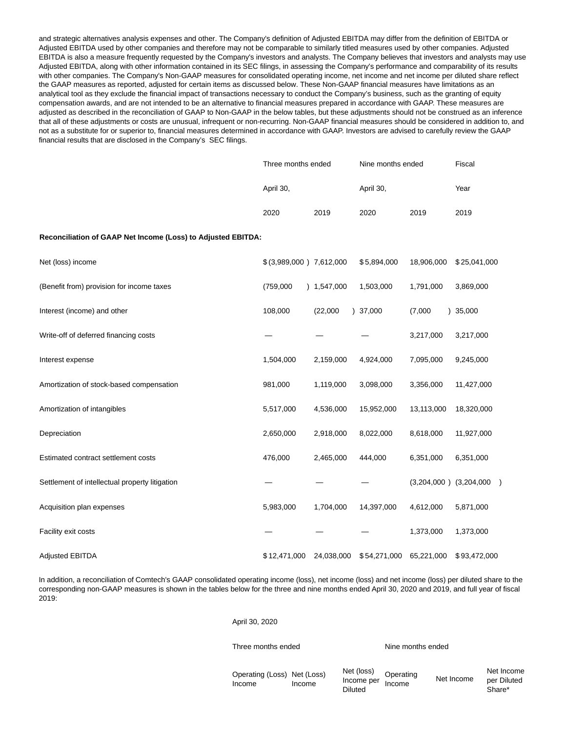and strategic alternatives analysis expenses and other. The Company's definition of Adjusted EBITDA may differ from the definition of EBITDA or Adjusted EBITDA used by other companies and therefore may not be comparable to similarly titled measures used by other companies. Adjusted EBITDA is also a measure frequently requested by the Company's investors and analysts. The Company believes that investors and analysts may use Adjusted EBITDA, along with other information contained in its SEC filings, in assessing the Company's performance and comparability of its results with other companies. The Company's Non-GAAP measures for consolidated operating income, net income and net income per diluted share reflect the GAAP measures as reported, adjusted for certain items as discussed below. These Non-GAAP financial measures have limitations as an analytical tool as they exclude the financial impact of transactions necessary to conduct the Company's business, such as the granting of equity compensation awards, and are not intended to be an alternative to financial measures prepared in accordance with GAAP. These measures are adjusted as described in the reconciliation of GAAP to Non-GAAP in the below tables, but these adjustments should not be construed as an inference that all of these adjustments or costs are unusual, infrequent or non-recurring. Non-GAAP financial measures should be considered in addition to, and not as a substitute for or superior to, financial measures determined in accordance with GAAP. Investors are advised to carefully review the GAAP financial results that are disclosed in the Company's SEC filings.

| | Three months ended | | Nine months ended | | Fiscal |
|---|---|---|---|---|---|
| | April 30, | | April 30, | | Year |
| | 2020 | 2019 | 2020 | 2019 | 2019 |
| **Reconciliation of GAAP Net Income (Loss) to Adjusted EBITDA:** | | | | | |
| Net (loss) income | $ (3,989,000 ) | 7,612,000 | $ 5,894,000 | 18,906,000 | $ 25,041,000 |
| (Benefit from) provision for income taxes | (759,000 ) | 1,547,000 | 1,503,000 | 1,791,000 | 3,869,000 |
| Interest (income) and other | 108,000 | (22,000 ) | 37,000 | (7,000 ) | 35,000 |
| Write-off of deferred financing costs | — | — | — | 3,217,000 | 3,217,000 |
| Interest expense | 1,504,000 | 2,159,000 | 4,924,000 | 7,095,000 | 9,245,000 |
| Amortization of stock-based compensation | 981,000 | 1,119,000 | 3,098,000 | 3,356,000 | 11,427,000 |
| Amortization of intangibles | 5,517,000 | 4,536,000 | 15,952,000 | 13,113,000 | 18,320,000 |
| Depreciation | 2,650,000 | 2,918,000 | 8,022,000 | 8,618,000 | 11,927,000 |
| Estimated contract settlement costs | 476,000 | 2,465,000 | 444,000 | 6,351,000 | 6,351,000 |
| Settlement of intellectual property litigation | — | — | — | (3,204,000 ) | (3,204,000 ) |
| Acquisition plan expenses | 5,983,000 | 1,704,000 | 14,397,000 | 4,612,000 | 5,871,000 |
| Facility exit costs | — | — | — | 1,373,000 | 1,373,000 |
| Adjusted EBITDA | $ 12,471,000 | 24,038,000 | $ 54,271,000 | 65,221,000 | $ 93,472,000 |

In addition, a reconciliation of Comtech's GAAP consolidated operating income (loss), net income (loss) and net income (loss) per diluted share to the corresponding non-GAAP measures is shown in the tables below for the three and nine months ended April 30, 2020 and 2019, and full year of fiscal 2019:

| | April 30, 2020 | | | | | |
|---|---|---|---|---|---|---|
| | Three months ended | | | Nine months ended | | |
| | Operating (Loss) Income | Net (Loss) Income | Net (loss) Income per Diluted | Operating Income | Net Income | Net Income per Diluted Share* |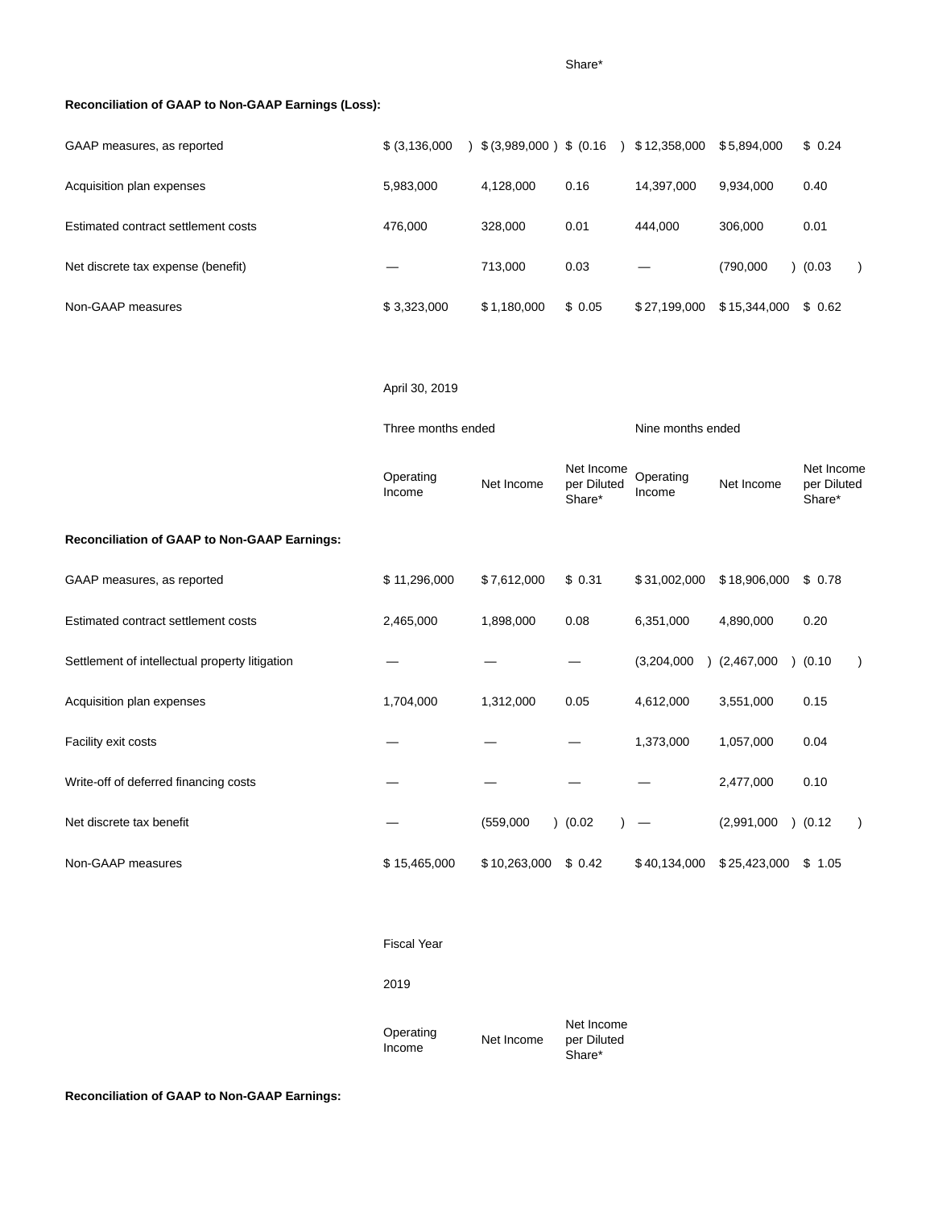| | | | Share* | | | |
|---|---|---|---|---|---|---|
| **Reconciliation of GAAP to Non-GAAP Earnings (Loss):** | | | | | | |
| GAAP measures, as reported | $ (3,136,000) | $ (3,989,000) | $ (0.16) | $ 12,358,000 | $ 5,894,000 | $ 0.24 |
| Acquisition plan expenses | 5,983,000 | 4,128,000 | 0.16 | 14,397,000 | 9,934,000 | 0.40 |
| Estimated contract settlement costs | 476,000 | 328,000 | 0.01 | 444,000 | 306,000 | 0.01 |
| Net discrete tax expense (benefit) | — | 713,000 | 0.03 | — | (790,000) | (0.03) |
| Non-GAAP measures | $ 3,323,000 | $ 1,180,000 | $ 0.05 | $ 27,199,000 | $ 15,344,000 | $ 0.62 |

| | April 30, 2019 | | | | | |
|---|---|---|---|---|---|---|
| | Three months ended | | | Nine months ended | | |
| | Operating Income | Net Income | Net Income per Diluted Share* | Operating Income | Net Income | Net Income per Diluted Share* |
| **Reconciliation of GAAP to Non-GAAP Earnings:** | | | | | | |
| GAAP measures, as reported | $ 11,296,000 | $ 7,612,000 | $ 0.31 | $ 31,002,000 | $ 18,906,000 | $ 0.78 |
| Estimated contract settlement costs | 2,465,000 | 1,898,000 | 0.08 | 6,351,000 | 4,890,000 | 0.20 |
| Settlement of intellectual property litigation | — | — | — | (3,204,000) | (2,467,000) | (0.10) |
| Acquisition plan expenses | 1,704,000 | 1,312,000 | 0.05 | 4,612,000 | 3,551,000 | 0.15 |
| Facility exit costs | — | — | — | 1,373,000 | 1,057,000 | 0.04 |
| Write-off of deferred financing costs | — | — | — | — | 2,477,000 | 0.10 |
| Net discrete tax benefit | — | (559,000) | (0.02) | — | (2,991,000) | (0.12) |
| Non-GAAP measures | $ 15,465,000 | $ 10,263,000 | $ 0.42 | $ 40,134,000 | $ 25,423,000 | $ 1.05 |

| | Fiscal Year | | |
|---|---|---|---|
| | 2019 | | |
| | Operating Income | Net Income | Net Income per Diluted Share* |
| **Reconciliation of GAAP to Non-GAAP Earnings:** | | | |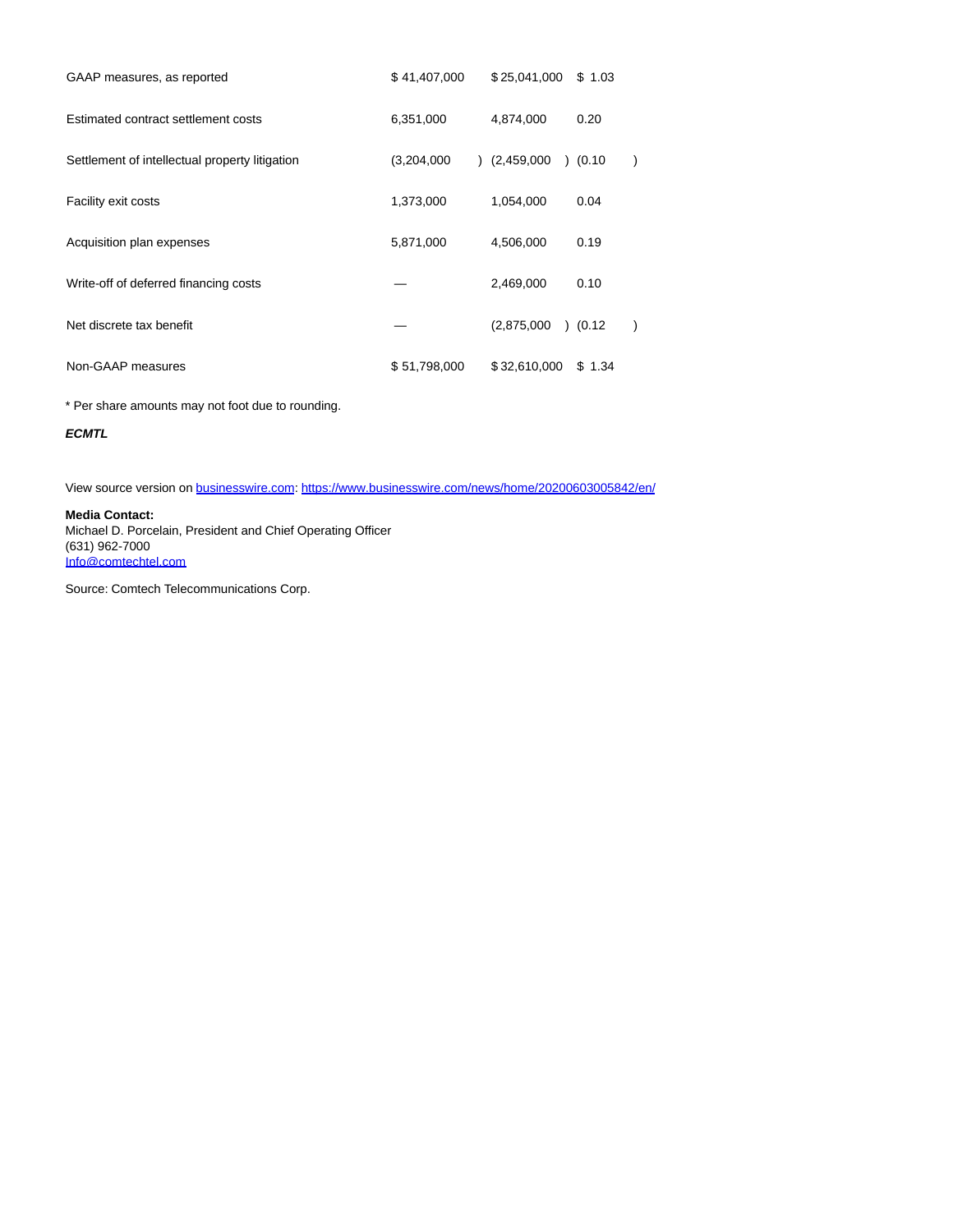| | | | |
|---|---|---|---|
| GAAP measures, as reported | $ 41,407,000 | $ 25,041,000 | $ 1.03 |
| Estimated contract settlement costs | 6,351,000 | 4,874,000 | 0.20 |
| Settlement of intellectual property litigation | (3,204,000) | (2,459,000) | (0.10) |
| Facility exit costs | 1,373,000 | 1,054,000 | 0.04 |
| Acquisition plan expenses | 5,871,000 | 4,506,000 | 0.19 |
| Write-off of deferred financing costs | — | 2,469,000 | 0.10 |
| Net discrete tax benefit | — | (2,875,000) | (0.12) |
| Non-GAAP measures | $ 51,798,000 | $ 32,610,000 | $ 1.34 |

* Per share amounts may not foot due to rounding.

***ECMTL***

View source version on businesswire.com: https://www.businesswire.com/news/home/20200603005842/en/

**Media Contact:**
Michael D. Porcelain, President and Chief Operating Officer
(631) 962-7000
Info@comtechtel.com

Source: Comtech Telecommunications Corp.